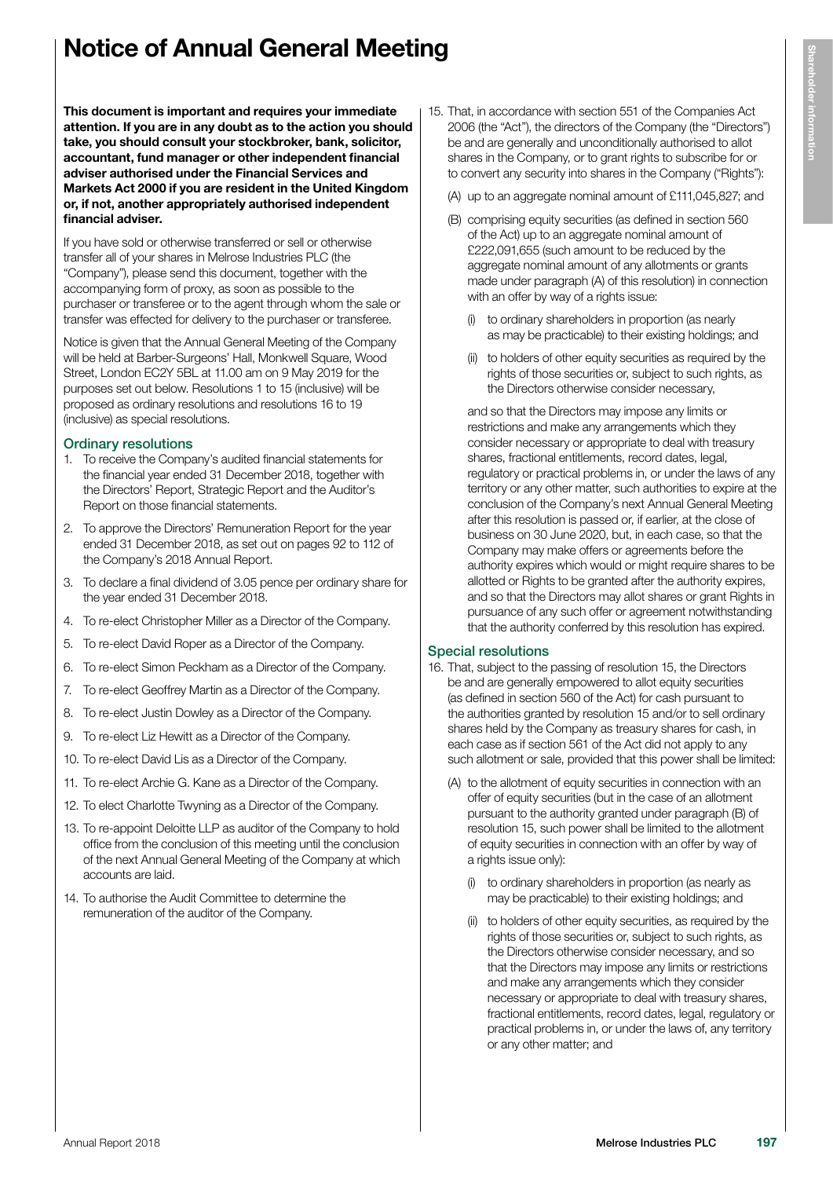# Notice of Annual General Meeting

**This document is important and requires your immediate attention. If you are in any doubt as to the action you should take, you should consult your stockbroker, bank, solicitor, accountant, fund manager or other independent financial adviser authorised under the Financial Services and Markets Act 2000 if you are resident in the United Kingdom or, if not, another appropriately authorised independent financial adviser.**

If you have sold or otherwise transferred or sell or otherwise transfer all of your shares in Melrose Industries PLC (the "Company"), please send this document, together with the accompanying form of proxy, as soon as possible to the purchaser or transferee or to the agent through whom the sale or transfer was effected for delivery to the purchaser or transferee.

Notice is given that the Annual General Meeting of the Company will be held at Barber-Surgeons' Hall, Monkwell Square, Wood Street, London EC2Y 5BL at 11.00 am on 9 May 2019 for the purposes set out below. Resolutions 1 to 15 (inclusive) will be proposed as ordinary resolutions and resolutions 16 to 19 (inclusive) as special resolutions.

## Ordinary resolutions

1. To receive the Company's audited financial statements for the financial year ended 31 December 2018, together with the Directors' Report, Strategic Report and the Auditor's Report on those financial statements.
2. To approve the Directors' Remuneration Report for the year ended 31 December 2018, as set out on pages 92 to 112 of the Company's 2018 Annual Report.
3. To declare a final dividend of 3.05 pence per ordinary share for the year ended 31 December 2018.
4. To re-elect Christopher Miller as a Director of the Company.
5. To re-elect David Roper as a Director of the Company.
6. To re-elect Simon Peckham as a Director of the Company.
7. To re-elect Geoffrey Martin as a Director of the Company.
8. To re-elect Justin Dowley as a Director of the Company.
9. To re-elect Liz Hewitt as a Director of the Company.
10. To re-elect David Lis as a Director of the Company.
11. To re-elect Archie G. Kane as a Director of the Company.
12. To elect Charlotte Twyning as a Director of the Company.
13. To re-appoint Deloitte LLP as auditor of the Company to hold office from the conclusion of this meeting until the conclusion of the next Annual General Meeting of the Company at which accounts are laid.
14. To authorise the Audit Committee to determine the remuneration of the auditor of the Company.
15. That, in accordance with section 551 of the Companies Act 2006 (the "Act"), the directors of the Company (the "Directors") be and are generally and unconditionally authorised to allot shares in the Company, or to grant rights to subscribe for or to convert any security into shares in the Company ("Rights"):

    (A) up to an aggregate nominal amount of £111,045,827; and

    (B) comprising equity securities (as defined in section 560 of the Act) up to an aggregate nominal amount of £222,091,655 (such amount to be reduced by the aggregate nominal amount of any allotments or grants made under paragraph (A) of this resolution) in connection with an offer by way of a rights issue:

    (i) to ordinary shareholders in proportion (as nearly as may be practicable) to their existing holdings; and

    (ii) to holders of other equity securities as required by the rights of those securities or, subject to such rights, as the Directors otherwise consider necessary,

    and so that the Directors may impose any limits or restrictions and make any arrangements which they consider necessary or appropriate to deal with treasury shares, fractional entitlements, record dates, legal, regulatory or practical problems in, or under the laws of any territory or any other matter, such authorities to expire at the conclusion of the Company's next Annual General Meeting after this resolution is passed or, if earlier, at the close of business on 30 June 2020, but, in each case, so that the Company may make offers or agreements before the authority expires which would or might require shares to be allotted or Rights to be granted after the authority expires, and so that the Directors may allot shares or grant Rights in pursuance of any such offer or agreement notwithstanding that the authority conferred by this resolution has expired.

## Special resolutions

16. That, subject to the passing of resolution 15, the Directors be and are generally empowered to allot equity securities (as defined in section 560 of the Act) for cash pursuant to the authorities granted by resolution 15 and/or to sell ordinary shares held by the Company as treasury shares for cash, in each case as if section 561 of the Act did not apply to any such allotment or sale, provided that this power shall be limited:

    (A) to the allotment of equity securities in connection with an offer of equity securities (but in the case of an allotment pursuant to the authority granted under paragraph (B) of resolution 15, such power shall be limited to the allotment of equity securities in connection with an offer by way of a rights issue only):

    (i) to ordinary shareholders in proportion (as nearly as may be practicable) to their existing holdings; and

    (ii) to holders of other equity securities, as required by the rights of those securities or, subject to such rights, as the Directors otherwise consider necessary, and so that the Directors may impose any limits or restrictions and make any arrangements which they consider necessary or appropriate to deal with treasury shares, fractional entitlements, record dates, legal, regulatory or practical problems in, or under the laws of, any territory or any other matter; and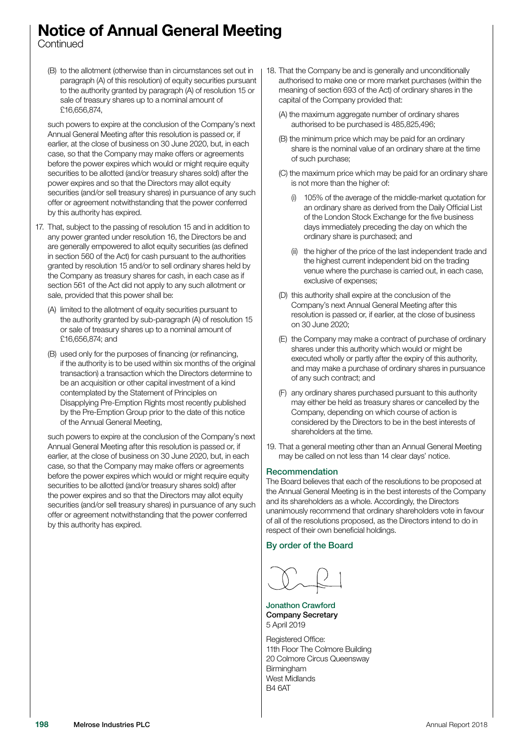# Notice of Annual General Meeting

Continued

(B) to the allotment (otherwise than in circumstances set out in paragraph (A) of this resolution) of equity securities pursuant to the authority granted by paragraph (A) of resolution 15 or sale of treasury shares up to a nominal amount of £16,656,874,

such powers to expire at the conclusion of the Company's next Annual General Meeting after this resolution is passed or, if earlier, at the close of business on 30 June 2020, but, in each case, so that the Company may make offers or agreements before the power expires which would or might require equity securities to be allotted (and/or treasury shares sold) after the power expires and so that the Directors may allot equity securities (and/or sell treasury shares) in pursuance of any such offer or agreement notwithstanding that the power conferred by this authority has expired.

17. That, subject to the passing of resolution 15 and in addition to any power granted under resolution 16, the Directors be and are generally empowered to allot equity securities (as defined in section 560 of the Act) for cash pursuant to the authorities granted by resolution 15 and/or to sell ordinary shares held by the Company as treasury shares for cash, in each case as if section 561 of the Act did not apply to any such allotment or sale, provided that this power shall be:

    (A) limited to the allotment of equity securities pursuant to the authority granted by sub-paragraph (A) of resolution 15 or sale of treasury shares up to a nominal amount of £16,656,874; and

    (B) used only for the purposes of financing (or refinancing, if the authority is to be used within six months of the original transaction) a transaction which the Directors determine to be an acquisition or other capital investment of a kind contemplated by the Statement of Principles on Disapplying Pre-Emption Rights most recently published by the Pre-Emption Group prior to the date of this notice of the Annual General Meeting,

    such powers to expire at the conclusion of the Company's next Annual General Meeting after this resolution is passed or, if earlier, at the close of business on 30 June 2020, but, in each case, so that the Company may make offers or agreements before the power expires which would or might require equity securities to be allotted (and/or treasury shares sold) after the power expires and so that the Directors may allot equity securities (and/or sell treasury shares) in pursuance of any such offer or agreement notwithstanding that the power conferred by this authority has expired.

18. That the Company be and is generally and unconditionally authorised to make one or more market purchases (within the meaning of section 693 of the Act) of ordinary shares in the capital of the Company provided that:

    (A) the maximum aggregate number of ordinary shares authorised to be purchased is 485,825,496;

    (B) the minimum price which may be paid for an ordinary share is the nominal value of an ordinary share at the time of such purchase;

    (C) the maximum price which may be paid for an ordinary share is not more than the higher of:

        (i) 105% of the average of the middle-market quotation for an ordinary share as derived from the Daily Official List of the London Stock Exchange for the five business days immediately preceding the day on which the ordinary share is purchased; and

        (ii) the higher of the price of the last independent trade and the highest current independent bid on the trading venue where the purchase is carried out, in each case, exclusive of expenses;

    (D) this authority shall expire at the conclusion of the Company's next Annual General Meeting after this resolution is passed or, if earlier, at the close of business on 30 June 2020;

    (E) the Company may make a contract of purchase of ordinary shares under this authority which would or might be executed wholly or partly after the expiry of this authority, and may make a purchase of ordinary shares in pursuance of any such contract; and

    (F) any ordinary shares purchased pursuant to this authority may either be held as treasury shares or cancelled by the Company, depending on which course of action is considered by the Directors to be in the best interests of shareholders at the time.

19. That a general meeting other than an Annual General Meeting may be called on not less than 14 clear days' notice.

## Recommendation

The Board believes that each of the resolutions to be proposed at the Annual General Meeting is in the best interests of the Company and its shareholders as a whole. Accordingly, the Directors unanimously recommend that ordinary shareholders vote in favour of all of the resolutions proposed, as the Directors intend to do in respect of their own beneficial holdings.

## By order of the Board

**Jonathon Crawford**
**Company Secretary**
5 April 2019

Registered Office:
11th Floor The Colmore Building
20 Colmore Circus Queensway
Birmingham
West Midlands
B4 6AT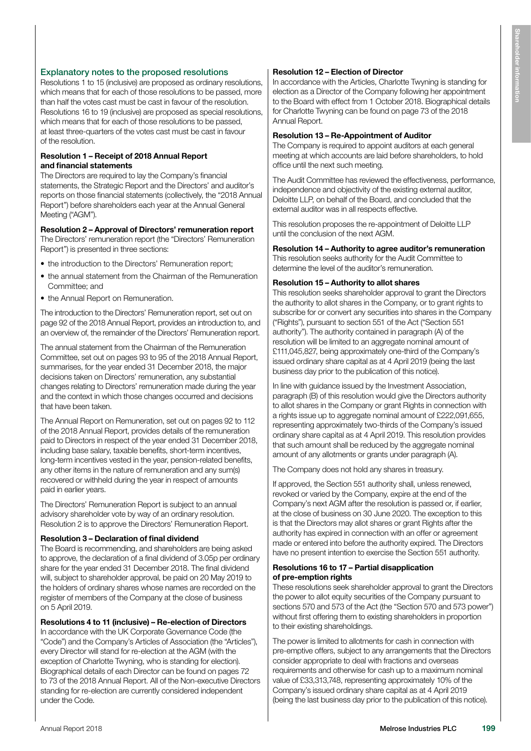## Explanatory notes to the proposed resolutions

Resolutions 1 to 15 (inclusive) are proposed as ordinary resolutions, which means that for each of those resolutions to be passed, more than half the votes cast must be cast in favour of the resolution. Resolutions 16 to 19 (inclusive) are proposed as special resolutions, which means that for each of those resolutions to be passed, at least three-quarters of the votes cast must be cast in favour of the resolution.

### Resolution 1 – Receipt of 2018 Annual Report and financial statements

The Directors are required to lay the Company's financial statements, the Strategic Report and the Directors' and auditor's reports on those financial statements (collectively, the "2018 Annual Report") before shareholders each year at the Annual General Meeting ("AGM").

### Resolution 2 – Approval of Directors' remuneration report

The Directors' remuneration report (the "Directors' Remuneration Report") is presented in three sections:

- the introduction to the Directors' Remuneration report;
- the annual statement from the Chairman of the Remuneration Committee; and
- the Annual Report on Remuneration.

The introduction to the Directors' Remuneration report, set out on page 92 of the 2018 Annual Report, provides an introduction to, and an overview of, the remainder of the Directors' Remuneration report.

The annual statement from the Chairman of the Remuneration Committee, set out on pages 93 to 95 of the 2018 Annual Report, summarises, for the year ended 31 December 2018, the major decisions taken on Directors' remuneration, any substantial changes relating to Directors' remuneration made during the year and the context in which those changes occurred and decisions that have been taken.

The Annual Report on Remuneration, set out on pages 92 to 112 of the 2018 Annual Report, provides details of the remuneration paid to Directors in respect of the year ended 31 December 2018, including base salary, taxable benefits, short-term incentives, long-term incentives vested in the year, pension-related benefits, any other items in the nature of remuneration and any sum(s) recovered or withheld during the year in respect of amounts paid in earlier years.

The Directors' Remuneration Report is subject to an annual advisory shareholder vote by way of an ordinary resolution. Resolution 2 is to approve the Directors' Remuneration Report.

### Resolution 3 – Declaration of final dividend

The Board is recommending, and shareholders are being asked to approve, the declaration of a final dividend of 3.05p per ordinary share for the year ended 31 December 2018. The final dividend will, subject to shareholder approval, be paid on 20 May 2019 to the holders of ordinary shares whose names are recorded on the register of members of the Company at the close of business on 5 April 2019.

### Resolutions 4 to 11 (inclusive) – Re-election of Directors

In accordance with the UK Corporate Governance Code (the "Code") and the Company's Articles of Association (the "Articles"), every Director will stand for re-election at the AGM (with the exception of Charlotte Twyning, who is standing for election). Biographical details of each Director can be found on pages 72 to 73 of the 2018 Annual Report. All of the Non-executive Directors standing for re-election are currently considered independent under the Code.

### Resolution 12 – Election of Director

In accordance with the Articles, Charlotte Twyning is standing for election as a Director of the Company following her appointment to the Board with effect from 1 October 2018. Biographical details for Charlotte Twyning can be found on page 73 of the 2018 Annual Report.

### Resolution 13 – Re-Appointment of Auditor

The Company is required to appoint auditors at each general meeting at which accounts are laid before shareholders, to hold office until the next such meeting.

The Audit Committee has reviewed the effectiveness, performance, independence and objectivity of the existing external auditor, Deloitte LLP, on behalf of the Board, and concluded that the external auditor was in all respects effective.

This resolution proposes the re-appointment of Deloitte LLP until the conclusion of the next AGM.

### Resolution 14 – Authority to agree auditor's remuneration

This resolution seeks authority for the Audit Committee to determine the level of the auditor's remuneration.

### Resolution 15 – Authority to allot shares

This resolution seeks shareholder approval to grant the Directors the authority to allot shares in the Company, or to grant rights to subscribe for or convert any securities into shares in the Company ("Rights"), pursuant to section 551 of the Act ("Section 551 authority"). The authority contained in paragraph (A) of the resolution will be limited to an aggregate nominal amount of £111,045,827, being approximately one-third of the Company's issued ordinary share capital as at 4 April 2019 (being the last business day prior to the publication of this notice).

In line with guidance issued by the Investment Association, paragraph (B) of this resolution would give the Directors authority to allot shares in the Company or grant Rights in connection with a rights issue up to aggregate nominal amount of £222,091,655, representing approximately two-thirds of the Company's issued ordinary share capital as at 4 April 2019. This resolution provides that such amount shall be reduced by the aggregate nominal amount of any allotments or grants under paragraph (A).

The Company does not hold any shares in treasury.

If approved, the Section 551 authority shall, unless renewed, revoked or varied by the Company, expire at the end of the Company's next AGM after the resolution is passed or, if earlier, at the close of business on 30 June 2020. The exception to this is that the Directors may allot shares or grant Rights after the authority has expired in connection with an offer or agreement made or entered into before the authority expired. The Directors have no present intention to exercise the Section 551 authority.

### Resolutions 16 to 17 – Partial disapplication of pre-emption rights

These resolutions seek shareholder approval to grant the Directors the power to allot equity securities of the Company pursuant to sections 570 and 573 of the Act (the "Section 570 and 573 power") without first offering them to existing shareholders in proportion to their existing shareholdings.

The power is limited to allotments for cash in connection with pre-emptive offers, subject to any arrangements that the Directors consider appropriate to deal with fractions and overseas requirements and otherwise for cash up to a maximum nominal value of £33,313,748, representing approximately 10% of the Company's issued ordinary share capital as at 4 April 2019 (being the last business day prior to the publication of this notice).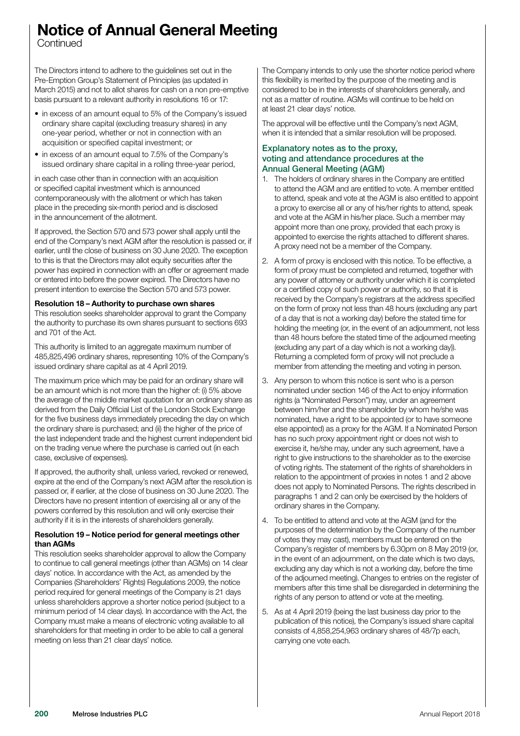# Notice of Annual General Meeting

Continued

The Directors intend to adhere to the guidelines set out in the Pre-Emption Group's Statement of Principles (as updated in March 2015) and not to allot shares for cash on a non pre-emptive basis pursuant to a relevant authority in resolutions 16 or 17:

- in excess of an amount equal to 5% of the Company's issued ordinary share capital (excluding treasury shares) in any one-year period, whether or not in connection with an acquisition or specified capital investment; or
- in excess of an amount equal to 7.5% of the Company's issued ordinary share capital in a rolling three-year period,

in each case other than in connection with an acquisition or specified capital investment which is announced contemporaneously with the allotment or which has taken place in the preceding six-month period and is disclosed in the announcement of the allotment.

If approved, the Section 570 and 573 power shall apply until the end of the Company's next AGM after the resolution is passed or, if earlier, until the close of business on 30 June 2020. The exception to this is that the Directors may allot equity securities after the power has expired in connection with an offer or agreement made or entered into before the power expired. The Directors have no present intention to exercise the Section 570 and 573 power.

**Resolution 18 – Authority to purchase own shares**

This resolution seeks shareholder approval to grant the Company the authority to purchase its own shares pursuant to sections 693 and 701 of the Act.

This authority is limited to an aggregate maximum number of 485,825,496 ordinary shares, representing 10% of the Company's issued ordinary share capital as at 4 April 2019.

The maximum price which may be paid for an ordinary share will be an amount which is not more than the higher of: (i) 5% above the average of the middle market quotation for an ordinary share as derived from the Daily Official List of the London Stock Exchange for the five business days immediately preceding the day on which the ordinary share is purchased; and (ii) the higher of the price of the last independent trade and the highest current independent bid on the trading venue where the purchase is carried out (in each case, exclusive of expenses).

If approved, the authority shall, unless varied, revoked or renewed, expire at the end of the Company's next AGM after the resolution is passed or, if earlier, at the close of business on 30 June 2020. The Directors have no present intention of exercising all or any of the powers conferred by this resolution and will only exercise their authority if it is in the interests of shareholders generally.

**Resolution 19 – Notice period for general meetings other than AGMs**

This resolution seeks shareholder approval to allow the Company to continue to call general meetings (other than AGMs) on 14 clear days' notice. In accordance with the Act, as amended by the Companies (Shareholders' Rights) Regulations 2009, the notice period required for general meetings of the Company is 21 days unless shareholders approve a shorter notice period (subject to a minimum period of 14 clear days). In accordance with the Act, the Company must make a means of electronic voting available to all shareholders for that meeting in order to be able to call a general meeting on less than 21 clear days' notice.

The Company intends to only use the shorter notice period where this flexibility is merited by the purpose of the meeting and is considered to be in the interests of shareholders generally, and not as a matter of routine. AGMs will continue to be held on at least 21 clear days' notice.

The approval will be effective until the Company's next AGM, when it is intended that a similar resolution will be proposed.

## Explanatory notes as to the proxy, voting and attendance procedures at the Annual General Meeting (AGM)

1. The holders of ordinary shares in the Company are entitled to attend the AGM and are entitled to vote. A member entitled to attend, speak and vote at the AGM is also entitled to appoint a proxy to exercise all or any of his/her rights to attend, speak and vote at the AGM in his/her place. Such a member may appoint more than one proxy, provided that each proxy is appointed to exercise the rights attached to different shares. A proxy need not be a member of the Company.
2. A form of proxy is enclosed with this notice. To be effective, a form of proxy must be completed and returned, together with any power of attorney or authority under which it is completed or a certified copy of such power or authority, so that it is received by the Company's registrars at the address specified on the form of proxy not less than 48 hours (excluding any part of a day that is not a working day) before the stated time for holding the meeting (or, in the event of an adjournment, not less than 48 hours before the stated time of the adjourned meeting (excluding any part of a day which is not a working day)). Returning a completed form of proxy will not preclude a member from attending the meeting and voting in person.
3. Any person to whom this notice is sent who is a person nominated under section 146 of the Act to enjoy information rights (a "Nominated Person") may, under an agreement between him/her and the shareholder by whom he/she was nominated, have a right to be appointed (or to have someone else appointed) as a proxy for the AGM. If a Nominated Person has no such proxy appointment right or does not wish to exercise it, he/she may, under any such agreement, have a right to give instructions to the shareholder as to the exercise of voting rights. The statement of the rights of shareholders in relation to the appointment of proxies in notes 1 and 2 above does not apply to Nominated Persons. The rights described in paragraphs 1 and 2 can only be exercised by the holders of ordinary shares in the Company.
4. To be entitled to attend and vote at the AGM (and for the purposes of the determination by the Company of the number of votes they may cast), members must be entered on the Company's register of members by 6.30pm on 8 May 2019 (or, in the event of an adjournment, on the date which is two days, excluding any day which is not a working day, before the time of the adjourned meeting). Changes to entries on the register of members after this time shall be disregarded in determining the rights of any person to attend or vote at the meeting.
5. As at 4 April 2019 (being the last business day prior to the publication of this notice), the Company's issued share capital consists of 4,858,254,963 ordinary shares of 48/7p each, carrying one vote each.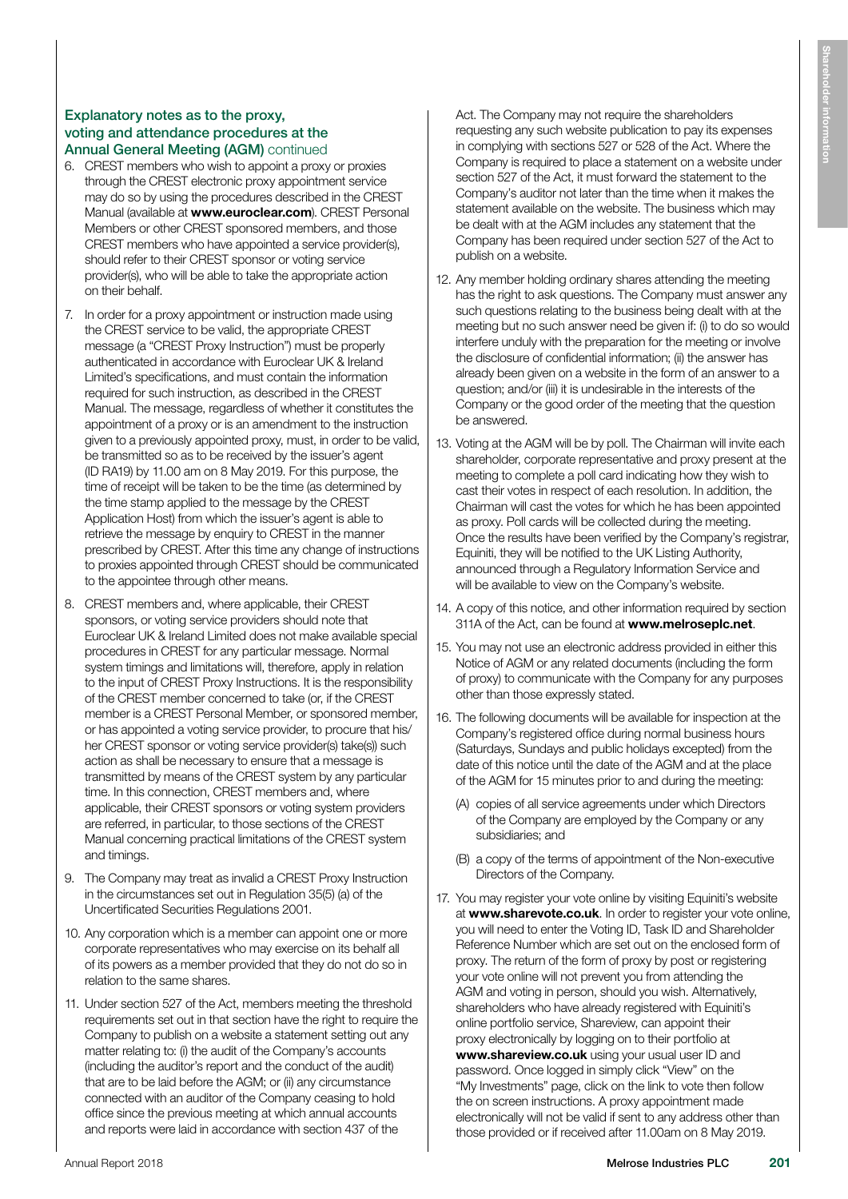### Explanatory notes as to the proxy, voting and attendance procedures at the Annual General Meeting (AGM) continued

6. CREST members who wish to appoint a proxy or proxies through the CREST electronic proxy appointment service may do so by using the procedures described in the CREST Manual (available at **www.euroclear.com**). CREST Personal Members or other CREST sponsored members, and those CREST members who have appointed a service provider(s), should refer to their CREST sponsor or voting service provider(s), who will be able to take the appropriate action on their behalf.

7. In order for a proxy appointment or instruction made using the CREST service to be valid, the appropriate CREST message (a "CREST Proxy Instruction") must be properly authenticated in accordance with Euroclear UK & Ireland Limited's specifications, and must contain the information required for such instruction, as described in the CREST Manual. The message, regardless of whether it constitutes the appointment of a proxy or is an amendment to the instruction given to a previously appointed proxy, must, in order to be valid, be transmitted so as to be received by the issuer's agent (ID RA19) by 11.00 am on 8 May 2019. For this purpose, the time of receipt will be taken to be the time (as determined by the time stamp applied to the message by the CREST Application Host) from which the issuer's agent is able to retrieve the message by enquiry to CREST in the manner prescribed by CREST. After this time any change of instructions to proxies appointed through CREST should be communicated to the appointee through other means.

8. CREST members and, where applicable, their CREST sponsors, or voting service providers should note that Euroclear UK & Ireland Limited does not make available special procedures in CREST for any particular message. Normal system timings and limitations will, therefore, apply in relation to the input of CREST Proxy Instructions. It is the responsibility of the CREST member concerned to take (or, if the CREST member is a CREST Personal Member, or sponsored member, or has appointed a voting service provider, to procure that his/her CREST sponsor or voting service provider(s) take(s)) such action as shall be necessary to ensure that a message is transmitted by means of the CREST system by any particular time. In this connection, CREST members and, where applicable, their CREST sponsors or voting system providers are referred, in particular, to those sections of the CREST Manual concerning practical limitations of the CREST system and timings.

9. The Company may treat as invalid a CREST Proxy Instruction in the circumstances set out in Regulation 35(5) (a) of the Uncertificated Securities Regulations 2001.

10. Any corporation which is a member can appoint one or more corporate representatives who may exercise on its behalf all of its powers as a member provided that they do not do so in relation to the same shares.

11. Under section 527 of the Act, members meeting the threshold requirements set out in that section have the right to require the Company to publish on a website a statement setting out any matter relating to: (i) the audit of the Company's accounts (including the auditor's report and the conduct of the audit) that are to be laid before the AGM; or (ii) any circumstance connected with an auditor of the Company ceasing to hold office since the previous meeting at which annual accounts and reports were laid in accordance with section 437 of the Act. The Company may not require the shareholders requesting any such website publication to pay its expenses in complying with sections 527 or 528 of the Act. Where the Company is required to place a statement on a website under section 527 of the Act, it must forward the statement to the Company's auditor not later than the time when it makes the statement available on the website. The business which may be dealt with at the AGM includes any statement that the Company has been required under section 527 of the Act to publish on a website.

12. Any member holding ordinary shares attending the meeting has the right to ask questions. The Company must answer any such questions relating to the business being dealt with at the meeting but no such answer need be given if: (i) to do so would interfere unduly with the preparation for the meeting or involve the disclosure of confidential information; (ii) the answer has already been given on a website in the form of an answer to a question; and/or (iii) it is undesirable in the interests of the Company or the good order of the meeting that the question be answered.

13. Voting at the AGM will be by poll. The Chairman will invite each shareholder, corporate representative and proxy present at the meeting to complete a poll card indicating how they wish to cast their votes in respect of each resolution. In addition, the Chairman will cast the votes for which he has been appointed as proxy. Poll cards will be collected during the meeting. Once the results have been verified by the Company's registrar, Equiniti, they will be notified to the UK Listing Authority, announced through a Regulatory Information Service and will be available to view on the Company's website.

14. A copy of this notice, and other information required by section 311A of the Act, can be found at **www.melroseplc.net**.

15. You may not use an electronic address provided in either this Notice of AGM or any related documents (including the form of proxy) to communicate with the Company for any purposes other than those expressly stated.

16. The following documents will be available for inspection at the Company's registered office during normal business hours (Saturdays, Sundays and public holidays excepted) from the date of this notice until the date of the AGM and at the place of the AGM for 15 minutes prior to and during the meeting:

    (A) copies of all service agreements under which Directors of the Company are employed by the Company or any subsidiaries; and

    (B) a copy of the terms of appointment of the Non-executive Directors of the Company.

17. You may register your vote online by visiting Equiniti's website at **www.sharevote.co.uk**. In order to register your vote online, you will need to enter the Voting ID, Task ID and Shareholder Reference Number which are set out on the enclosed form of proxy. The return of the form of proxy by post or registering your vote online will not prevent you from attending the AGM and voting in person, should you wish. Alternatively, shareholders who have already registered with Equiniti's online portfolio service, Shareview, can appoint their proxy electronically by logging on to their portfolio at **www.shareview.co.uk** using your usual user ID and password. Once logged in simply click "View" on the "My Investments" page, click on the link to vote then follow the on screen instructions. A proxy appointment made electronically will not be valid if sent to any address other than those provided or if received after 11.00am on 8 May 2019.